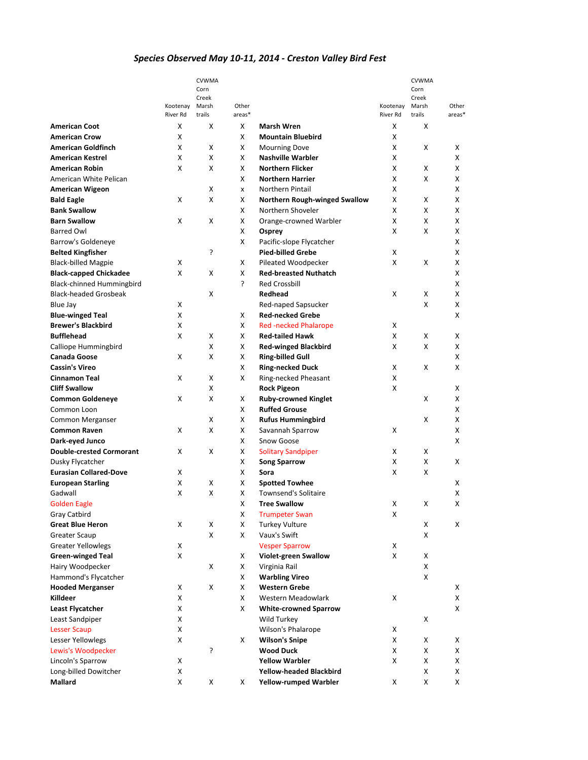# *Species Observed May 10-11, 2014 - Creston Valley Bird Fest*

| Species | Kootenay River Rd | CVWMA Corn Creek Marsh trails | Other areas* |
|---|---|---|---|
| **American Coot** | X | X | X |
| **American Crow** | X | | X |
| **American Goldfinch** | X | X | X |
| **American Kestrel** | X | X | X |
| **American Robin** | X | X | X |
| American White Pelican | | | X |
| **American Wigeon** | | X | x |
| **Bald Eagle** | X | X | X |
| **Bank Swallow** | | | X |
| **Barn Swallow** | X | X | X |
| Barred Owl | | | X |
| Barrow's Goldeneye | | | X |
| **Belted Kingfisher** | | ? | |
| Black-billed Magpie | X | | X |
| **Black-capped Chickadee** | X | X | X |
| Black-chinned Hummingbird | | | ? |
| Black-headed Grosbeak | | X | |
| Blue Jay | X | | |
| **Blue-winged Teal** | X | | X |
| **Brewer's Blackbird** | X | | X |
| **Bufflehead** | X | X | X |
| Calliope Hummingbird | | X | X |
| **Canada Goose** | X | X | X |
| **Cassin's Vireo** | | | X |
| **Cinnamon Teal** | X | X | X |
| **Cliff Swallow** | | X | |
| **Common Goldeneye** | X | X | X |
| Common Loon | | | X |
| Common Merganser | | X | X |
| **Common Raven** | X | X | X |
| **Dark-eyed Junco** | | | X |
| **Double-crested Cormorant** | X | X | X |
| Dusky Flycatcher | | | X |
| **Eurasian Collared-Dove** | X | | X |
| **European Starling** | X | X | X |
| Gadwall | X | X | X |
| Golden Eagle | | | X |
| Gray Catbird | | | X |
| **Great Blue Heron** | X | X | X |
| Greater Scaup | | X | X |
| Greater Yellowlegs | X | | |
| **Green-winged Teal** | X | | X |
| Hairy Woodpecker | | X | X |
| Hammond's Flycatcher | | | X |
| **Hooded Merganser** | X | X | X |
| **Killdeer** | X | | X |
| **Least Flycatcher** | X | | X |
| Least Sandpiper | X | | |
| Lesser Scaup | X | | |
| Lesser Yellowlegs | X | | X |
| Lewis's Woodpecker | | ? | |
| Lincoln's Sparrow | X | | |
| Long-billed Dowitcher | X | | |
| **Mallard** | X | X | X |
| **Marsh Wren** | X | X | |
| **Mountain Bluebird** | X | | |
| Mourning Dove | X | X | X |
| **Nashville Warbler** | X | | X |
| **Northern Flicker** | X | X | X |
| **Northern Harrier** | X | X | X |
| Northern Pintail | X | | X |
| **Northern Rough-winged Swallow** | X | X | X |
| Northern Shoveler | X | X | X |
| Orange-crowned Warbler | X | X | X |
| **Osprey** | X | X | X |
| Pacific-slope Flycatcher | | | X |
| **Pied-billed Grebe** | X | | X |
| Pileated Woodpecker | X | X | X |
| **Red-breasted Nuthatch** | | | X |
| Red Crossbill | | | X |
| **Redhead** | X | X | X |
| Red-naped Sapsucker | | X | X |
| **Red-necked Grebe** | | | X |
| Red -necked Phalarope | X | | |
| **Red-tailed Hawk** | X | X | X |
| **Red-winged Blackbird** | X | X | X |
| **Ring-billed Gull** | | | X |
| **Ring-necked Duck** | X | X | X |
| Ring-necked Pheasant | X | | |
| **Rock Pigeon** | X | | X |
| **Ruby-crowned Kinglet** | | X | X |
| **Ruffed Grouse** | | | X |
| **Rufus Hummingbird** | | X | X |
| Savannah Sparrow | X | | X |
| Snow Goose | | | X |
| Solitary Sandpiper | X | X | |
| **Song Sparrow** | X | X | X |
| **Sora** | X | X | |
| **Spotted Towhee** | | | X |
| Townsend's Solitaire | | | X |
| **Tree Swallow** | X | X | X |
| Trumpeter Swan | X | | |
| Turkey Vulture | | X | X |
| Vaux's Swift | | X | |
| Vesper Sparrow | X | | |
| **Violet-green Swallow** | X | X | |
| Virginia Rail | | X | |
| **Warbling Vireo** | | X | |
| **Western Grebe** | | | X |
| Western Meadowlark | X | | X |
| **White-crowned Sparrow** | | | X |
| Wild Turkey | | X | |
| Wilson's Phalarope | X | | |
| **Wilson's Snipe** | X | X | X |
| **Wood Duck** | X | X | X |
| **Yellow Warbler** | X | X | X |
| **Yellow-headed Blackbird** | | X | X |
| **Yellow-rumped Warbler** | X | X | X |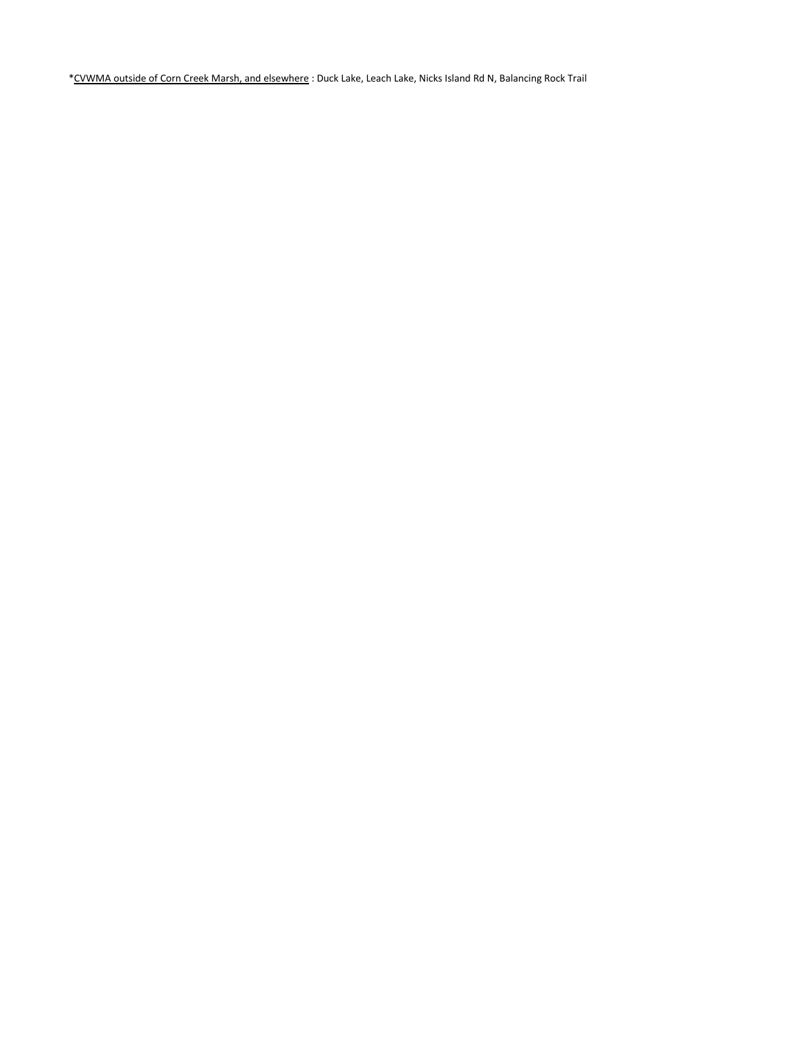*<u>CVWMA outside of Corn Creek Marsh, and elsewhere</u> : Duck Lake, Leach Lake, Nicks Island Rd N, Balancing Rock Trail